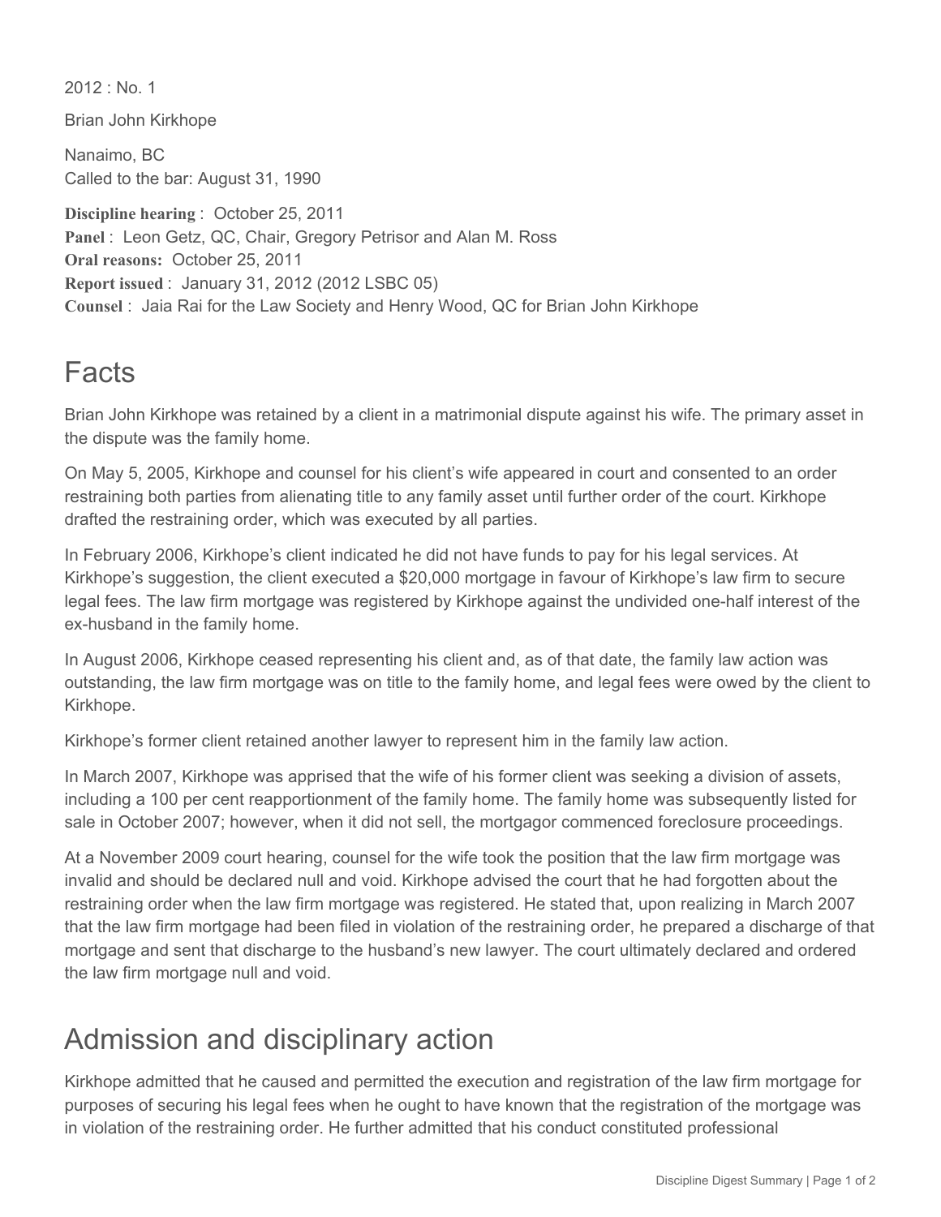2012 : No. 1

Brian John Kirkhope

Nanaimo, BC
Called to the bar: August 31, 1990

**Discipline hearing** : October 25, 2011
**Panel** : Leon Getz, QC, Chair, Gregory Petrisor and Alan M. Ross
**Oral reasons:** October 25, 2011
**Report issued** : January 31, 2012 (2012 LSBC 05)
**Counsel** : Jaia Rai for the Law Society and Henry Wood, QC for Brian John Kirkhope

# Facts

Brian John Kirkhope was retained by a client in a matrimonial dispute against his wife. The primary asset in the dispute was the family home.

On May 5, 2005, Kirkhope and counsel for his client's wife appeared in court and consented to an order restraining both parties from alienating title to any family asset until further order of the court. Kirkhope drafted the restraining order, which was executed by all parties.

In February 2006, Kirkhope's client indicated he did not have funds to pay for his legal services. At Kirkhope's suggestion, the client executed a $20,000 mortgage in favour of Kirkhope's law firm to secure legal fees. The law firm mortgage was registered by Kirkhope against the undivided one-half interest of the ex-husband in the family home.

In August 2006, Kirkhope ceased representing his client and, as of that date, the family law action was outstanding, the law firm mortgage was on title to the family home, and legal fees were owed by the client to Kirkhope.

Kirkhope's former client retained another lawyer to represent him in the family law action.

In March 2007, Kirkhope was apprised that the wife of his former client was seeking a division of assets, including a 100 per cent reapportionment of the family home. The family home was subsequently listed for sale in October 2007; however, when it did not sell, the mortgagor commenced foreclosure proceedings.

At a November 2009 court hearing, counsel for the wife took the position that the law firm mortgage was invalid and should be declared null and void. Kirkhope advised the court that he had forgotten about the restraining order when the law firm mortgage was registered. He stated that, upon realizing in March 2007 that the law firm mortgage had been filed in violation of the restraining order, he prepared a discharge of that mortgage and sent that discharge to the husband's new lawyer. The court ultimately declared and ordered the law firm mortgage null and void.

# Admission and disciplinary action

Kirkhope admitted that he caused and permitted the execution and registration of the law firm mortgage for purposes of securing his legal fees when he ought to have known that the registration of the mortgage was in violation of the restraining order. He further admitted that his conduct constituted professional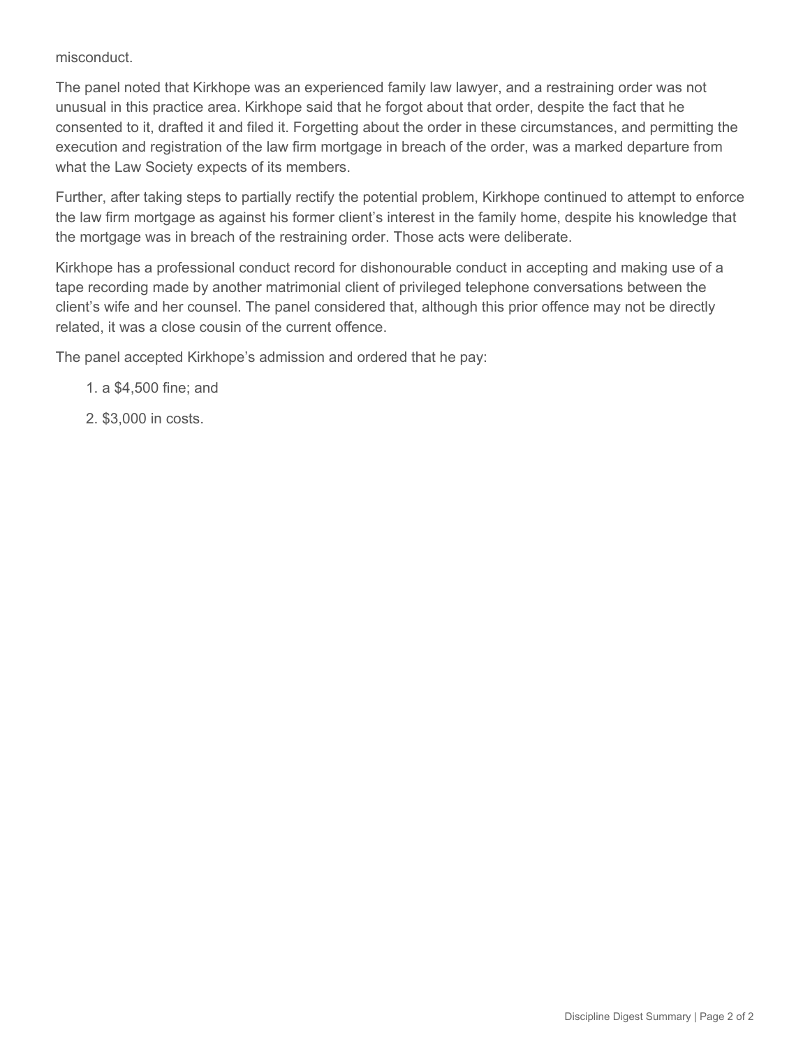misconduct.

The panel noted that Kirkhope was an experienced family law lawyer, and a restraining order was not unusual in this practice area. Kirkhope said that he forgot about that order, despite the fact that he consented to it, drafted it and filed it. Forgetting about the order in these circumstances, and permitting the execution and registration of the law firm mortgage in breach of the order, was a marked departure from what the Law Society expects of its members.

Further, after taking steps to partially rectify the potential problem, Kirkhope continued to attempt to enforce the law firm mortgage as against his former client's interest in the family home, despite his knowledge that the mortgage was in breach of the restraining order. Those acts were deliberate.

Kirkhope has a professional conduct record for dishonourable conduct in accepting and making use of a tape recording made by another matrimonial client of privileged telephone conversations between the client's wife and her counsel. The panel considered that, although this prior offence may not be directly related, it was a close cousin of the current offence.

The panel accepted Kirkhope's admission and ordered that he pay:

1. a $4,500 fine; and
2. $3,000 in costs.